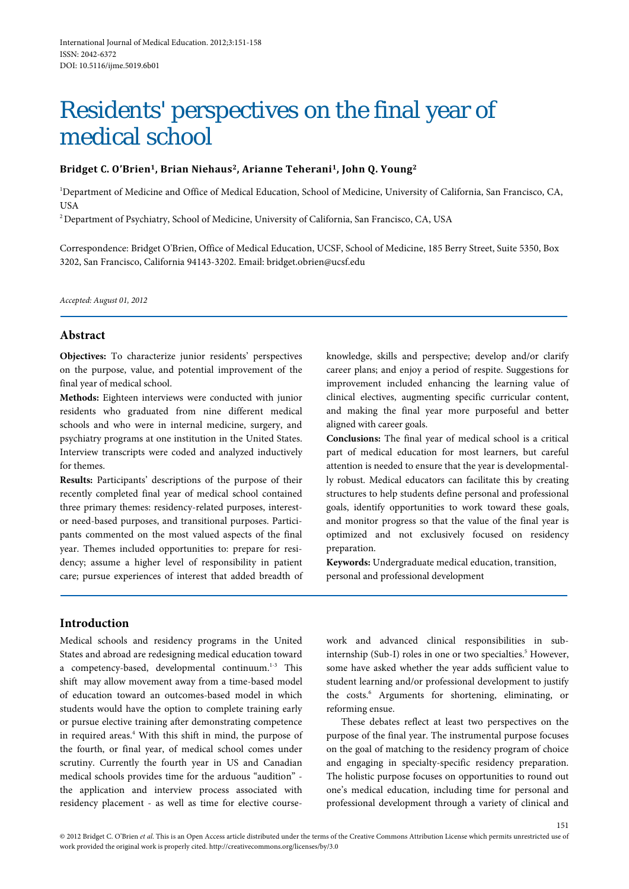International Journal of Medical Education. 2012;3:151-158
ISSN: 2042-6372
DOI: 10.5116/ijme.5019.6b01

# Residents' perspectives on the final year of medical school

**Bridget C. O'Brien[1], Brian Niehaus[2], Arianne Teherani[1], John Q. Young[2]**

[1]Department of Medicine and Office of Medical Education, School of Medicine, University of California, San Francisco, CA, USA

[2]Department of Psychiatry, School of Medicine, University of California, San Francisco, CA, USA

Correspondence: Bridget O'Brien, Office of Medical Education, UCSF, School of Medicine, 185 Berry Street, Suite 5350, Box 3202, San Francisco, California 94143-3202. Email: bridget.obrien@ucsf.edu

*Accepted: August 01, 2012*

## Abstract

**Objectives:** To characterize junior residents' perspectives on the purpose, value, and potential improvement of the final year of medical school.

**Methods:** Eighteen interviews were conducted with junior residents who graduated from nine different medical schools and who were in internal medicine, surgery, and psychiatry programs at one institution in the United States. Interview transcripts were coded and analyzed inductively for themes.

**Results:** Participants' descriptions of the purpose of their recently completed final year of medical school contained three primary themes: residency-related purposes, interest- or need-based purposes, and transitional purposes. Participants commented on the most valued aspects of the final year. Themes included opportunities to: prepare for residency; assume a higher level of responsibility in patient care; pursue experiences of interest that added breadth of knowledge, skills and perspective; develop and/or clarify career plans; and enjoy a period of respite. Suggestions for improvement included enhancing the learning value of clinical electives, augmenting specific curricular content, and making the final year more purposeful and better aligned with career goals.

**Conclusions:** The final year of medical school is a critical part of medical education for most learners, but careful attention is needed to ensure that the year is developmentally robust. Medical educators can facilitate this by creating structures to help students define personal and professional goals, identify opportunities to work toward these goals, and monitor progress so that the value of the final year is optimized and not exclusively focused on residency preparation.

**Keywords:** Undergraduate medical education, transition, personal and professional development

## Introduction

Medical schools and residency programs in the United States and abroad are redesigning medical education toward a competency-based, developmental continuum.[1-3] This shift may allow movement away from a time-based model of education toward an outcomes-based model in which students would have the option to complete training early or pursue elective training after demonstrating competence in required areas.[4] With this shift in mind, the purpose of the fourth, or final year, of medical school comes under scrutiny. Currently the fourth year in US and Canadian medical schools provides time for the arduous "audition" - the application and interview process associated with residency placement - as well as time for elective coursework and advanced clinical responsibilities in sub-internship (Sub-I) roles in one or two specialties.[5] However, some have asked whether the year adds sufficient value to student learning and/or professional development to justify the costs.[6] Arguments for shortening, eliminating, or reforming ensue.

These debates reflect at least two perspectives on the purpose of the final year. The instrumental purpose focuses on the goal of matching to the residency program of choice and engaging in specialty-specific residency preparation. The holistic purpose focuses on opportunities to round out one's medical education, including time for personal and professional development through a variety of clinical and

© 2012 Bridget C. O'Brien *et al.* This is an Open Access article distributed under the terms of the Creative Commons Attribution License which permits unrestricted use of work provided the original work is properly cited. http://creativecommons.org/licenses/by/3.0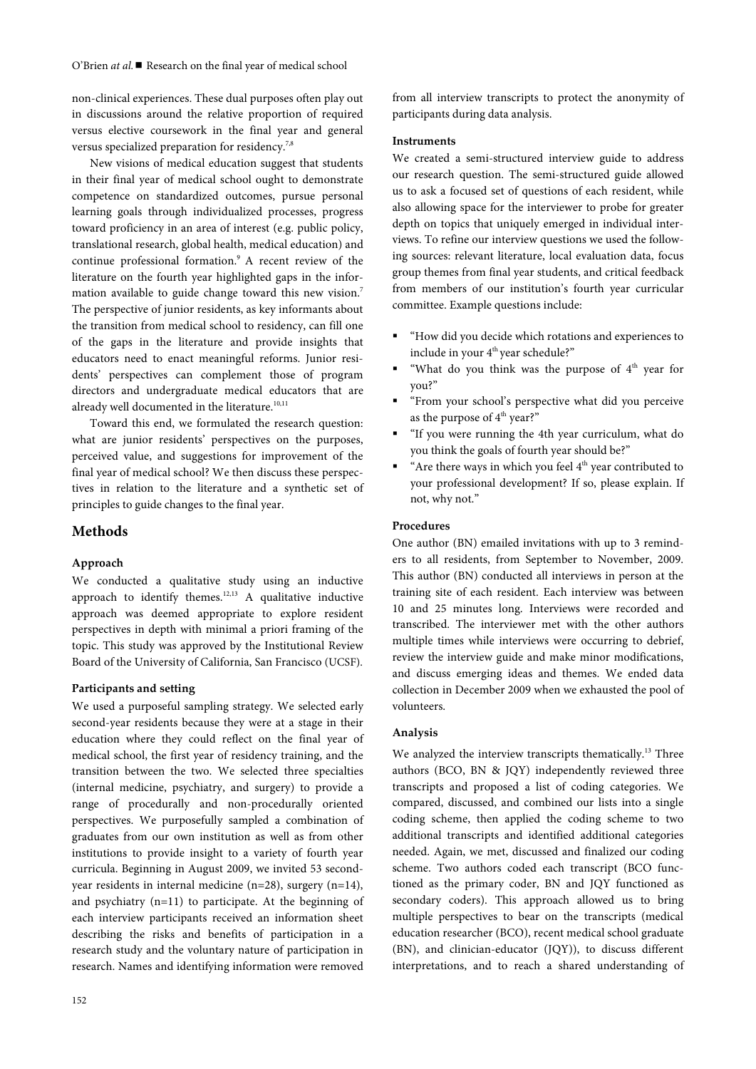non-clinical experiences. These dual purposes often play out in discussions around the relative proportion of required versus elective coursework in the final year and general versus specialized preparation for residency.[7,8]

New visions of medical education suggest that students in their final year of medical school ought to demonstrate competence on standardized outcomes, pursue personal learning goals through individualized processes, progress toward proficiency in an area of interest (e.g. public policy, translational research, global health, medical education) and continue professional formation.[9] A recent review of the literature on the fourth year highlighted gaps in the information available to guide change toward this new vision.[7] The perspective of junior residents, as key informants about the transition from medical school to residency, can fill one of the gaps in the literature and provide insights that educators need to enact meaningful reforms. Junior residents' perspectives can complement those of program directors and undergraduate medical educators that are already well documented in the literature.[10,11]

Toward this end, we formulated the research question: what are junior residents' perspectives on the purposes, perceived value, and suggestions for improvement of the final year of medical school? We then discuss these perspectives in relation to the literature and a synthetic set of principles to guide changes to the final year.

## Methods

### Approach

We conducted a qualitative study using an inductive approach to identify themes.[12,13] A qualitative inductive approach was deemed appropriate to explore resident perspectives in depth with minimal a priori framing of the topic. This study was approved by the Institutional Review Board of the University of California, San Francisco (UCSF).

### Participants and setting

We used a purposeful sampling strategy. We selected early second-year residents because they were at a stage in their education where they could reflect on the final year of medical school, the first year of residency training, and the transition between the two. We selected three specialties (internal medicine, psychiatry, and surgery) to provide a range of procedurally and non-procedurally oriented perspectives. We purposefully sampled a combination of graduates from our own institution as well as from other institutions to provide insight to a variety of fourth year curricula. Beginning in August 2009, we invited 53 second-year residents in internal medicine (n=28), surgery (n=14), and psychiatry (n=11) to participate. At the beginning of each interview participants received an information sheet describing the risks and benefits of participation in a research study and the voluntary nature of participation in research. Names and identifying information were removed from all interview transcripts to protect the anonymity of participants during data analysis.

### Instruments

We created a semi-structured interview guide to address our research question. The semi-structured guide allowed us to ask a focused set of questions of each resident, while also allowing space for the interviewer to probe for greater depth on topics that uniquely emerged in individual interviews. To refine our interview questions we used the following sources: relevant literature, local evaluation data, focus group themes from final year students, and critical feedback from members of our institution's fourth year curricular committee. Example questions include:

- "How did you decide which rotations and experiences to include in your 4th year schedule?"
- "What do you think was the purpose of 4th year for you?"
- "From your school's perspective what did you perceive as the purpose of 4th year?"
- "If you were running the 4th year curriculum, what do you think the goals of fourth year should be?"
- "Are there ways in which you feel 4th year contributed to your professional development? If so, please explain. If not, why not."

### Procedures

One author (BN) emailed invitations with up to 3 reminders to all residents, from September to November, 2009. This author (BN) conducted all interviews in person at the training site of each resident. Each interview was between 10 and 25 minutes long. Interviews were recorded and transcribed. The interviewer met with the other authors multiple times while interviews were occurring to debrief, review the interview guide and make minor modifications, and discuss emerging ideas and themes. We ended data collection in December 2009 when we exhausted the pool of volunteers.

### Analysis

We analyzed the interview transcripts thematically.[13] Three authors (BCO, BN & JQY) independently reviewed three transcripts and proposed a list of coding categories. We compared, discussed, and combined our lists into a single coding scheme, then applied the coding scheme to two additional transcripts and identified additional categories needed. Again, we met, discussed and finalized our coding scheme. Two authors coded each transcript (BCO functioned as the primary coder, BN and JQY functioned as secondary coders). This approach allowed us to bring multiple perspectives to bear on the transcripts (medical education researcher (BCO), recent medical school graduate (BN), and clinician-educator (JQY)), to discuss different interpretations, and to reach a shared understanding of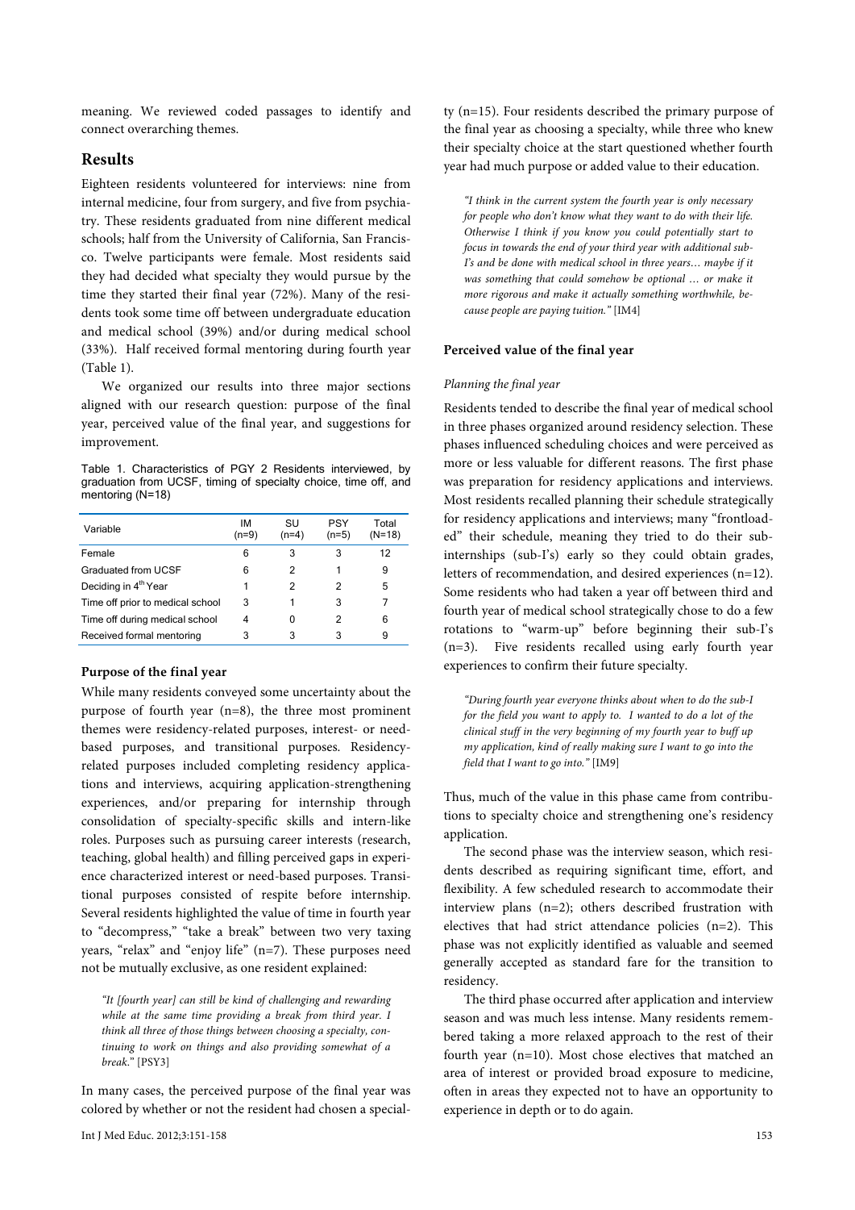meaning. We reviewed coded passages to identify and connect overarching themes.

## Results

Eighteen residents volunteered for interviews: nine from internal medicine, four from surgery, and five from psychiatry. These residents graduated from nine different medical schools; half from the University of California, San Francisco. Twelve participants were female. Most residents said they had decided what specialty they would pursue by the time they started their final year (72%). Many of the residents took some time off between undergraduate education and medical school (39%) and/or during medical school (33%). Half received formal mentoring during fourth year (Table 1).

We organized our results into three major sections aligned with our research question: purpose of the final year, perceived value of the final year, and suggestions for improvement.

Table 1. Characteristics of PGY 2 Residents interviewed, by graduation from UCSF, timing of specialty choice, time off, and mentoring (N=18)

| Variable | IM (n=9) | SU (n=4) | PSY (n=5) | Total (N=18) |
|---|---|---|---|---|
| Female | 6 | 3 | 3 | 12 |
| Graduated from UCSF | 6 | 2 | 1 | 9 |
| Deciding in 4th Year | 1 | 2 | 2 | 5 |
| Time off prior to medical school | 3 | 1 | 3 | 7 |
| Time off during medical school | 4 | 0 | 2 | 6 |
| Received formal mentoring | 3 | 3 | 3 | 9 |

### Purpose of the final year

While many residents conveyed some uncertainty about the purpose of fourth year (n=8), the three most prominent themes were residency-related purposes, interest- or need-based purposes, and transitional purposes. Residency-related purposes included completing residency applications and interviews, acquiring application-strengthening experiences, and/or preparing for internship through consolidation of specialty-specific skills and intern-like roles. Purposes such as pursuing career interests (research, teaching, global health) and filling perceived gaps in experience characterized interest or need-based purposes. Transitional purposes consisted of respite before internship. Several residents highlighted the value of time in fourth year to "decompress," "take a break" between two very taxing years, "relax" and "enjoy life" (n=7). These purposes need not be mutually exclusive, as one resident explained:

> *"It [fourth year] can still be kind of challenging and rewarding while at the same time providing a break from third year. I think all three of those things between choosing a specialty, continuing to work on things and also providing somewhat of a break."* [PSY3]

In many cases, the perceived purpose of the final year was colored by whether or not the resident had chosen a specialty (n=15). Four residents described the primary purpose of the final year as choosing a specialty, while three who knew their specialty choice at the start questioned whether fourth year had much purpose or added value to their education.

> *"I think in the current system the fourth year is only necessary for people who don't know what they want to do with their life. Otherwise I think if you know you could potentially start to focus in towards the end of your third year with additional sub-I's and be done with medical school in three years… maybe if it was something that could somehow be optional … or make it more rigorous and make it actually something worthwhile, because people are paying tuition."* [IM4]

### Perceived value of the final year

#### *Planning the final year*

Residents tended to describe the final year of medical school in three phases organized around residency selection. These phases influenced scheduling choices and were perceived as more or less valuable for different reasons. The first phase was preparation for residency applications and interviews. Most residents recalled planning their schedule strategically for residency applications and interviews; many "frontloaded" their schedule, meaning they tried to do their sub-internships (sub-I's) early so they could obtain grades, letters of recommendation, and desired experiences (n=12). Some residents who had taken a year off between third and fourth year of medical school strategically chose to do a few rotations to "warm-up" before beginning their sub-I's (n=3). Five residents recalled using early fourth year experiences to confirm their future specialty.

> *"During fourth year everyone thinks about when to do the sub-I for the field you want to apply to. I wanted to do a lot of the clinical stuff in the very beginning of my fourth year to buff up my application, kind of really making sure I want to go into the field that I want to go into."* [IM9]

Thus, much of the value in this phase came from contributions to specialty choice and strengthening one's residency application.

The second phase was the interview season, which residents described as requiring significant time, effort, and flexibility. A few scheduled research to accommodate their interview plans (n=2); others described frustration with electives that had strict attendance policies (n=2). This phase was not explicitly identified as valuable and seemed generally accepted as standard fare for the transition to residency.

The third phase occurred after application and interview season and was much less intense. Many residents remembered taking a more relaxed approach to the rest of their fourth year (n=10). Most chose electives that matched an area of interest or provided broad exposure to medicine, often in areas they expected not to have an opportunity to experience in depth or to do again.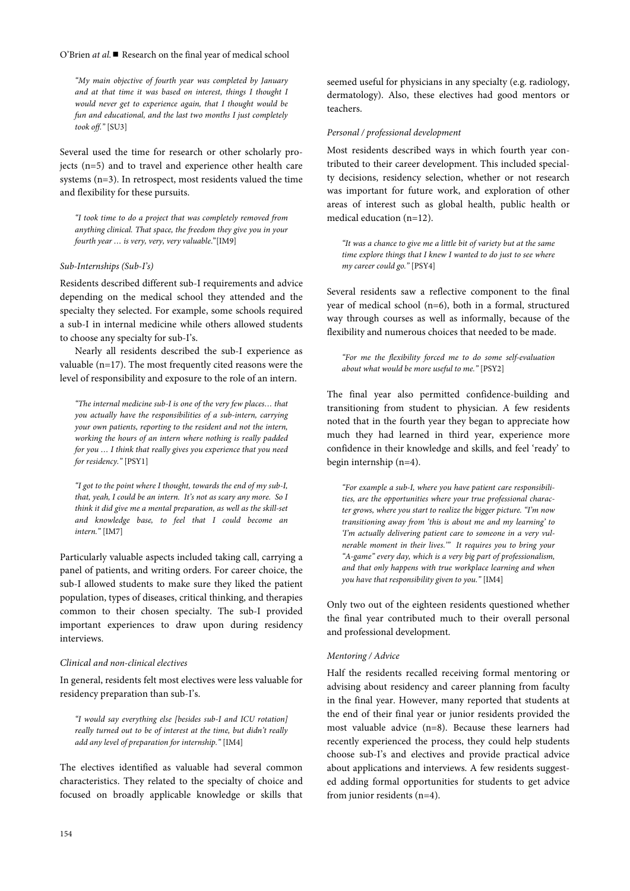*"My main objective of fourth year was completed by January and at that time it was based on interest, things I thought I would never get to experience again, that I thought would be fun and educational, and the last two months I just completely took off."* [SU3]

Several used the time for research or other scholarly projects (n=5) and to travel and experience other health care systems (n=3). In retrospect, most residents valued the time and flexibility for these pursuits.

*"I took time to do a project that was completely removed from anything clinical. That space, the freedom they give you in your fourth year … is very, very, very valuable."* [IM9]

### *Sub-Internships (Sub-I's)*

Residents described different sub-I requirements and advice depending on the medical school they attended and the specialty they selected. For example, some schools required a sub-I in internal medicine while others allowed students to choose any specialty for sub-I's.

Nearly all residents described the sub-I experience as valuable (n=17). The most frequently cited reasons were the level of responsibility and exposure to the role of an intern.

*"The internal medicine sub-I is one of the very few places… that you actually have the responsibilities of a sub-intern, carrying your own patients, reporting to the resident and not the intern, working the hours of an intern where nothing is really padded for you … I think that really gives you experience that you need for residency."* [PSY1]

*"I got to the point where I thought, towards the end of my sub-I, that, yeah, I could be an intern. It's not as scary any more. So I think it did give me a mental preparation, as well as the skill-set and knowledge base, to feel that I could become an intern."* [IM7]

Particularly valuable aspects included taking call, carrying a panel of patients, and writing orders. For career choice, the sub-I allowed students to make sure they liked the patient population, types of diseases, critical thinking, and therapies common to their chosen specialty. The sub-I provided important experiences to draw upon during residency interviews.

### *Clinical and non-clinical electives*

In general, residents felt most electives were less valuable for residency preparation than sub-I's.

*"I would say everything else [besides sub-I and ICU rotation] really turned out to be of interest at the time, but didn't really add any level of preparation for internship."* [IM4]

The electives identified as valuable had several common characteristics. They related to the specialty of choice and focused on broadly applicable knowledge or skills that seemed useful for physicians in any specialty (e.g. radiology, dermatology). Also, these electives had good mentors or teachers.

### *Personal / professional development*

Most residents described ways in which fourth year contributed to their career development. This included specialty decisions, residency selection, whether or not research was important for future work, and exploration of other areas of interest such as global health, public health or medical education (n=12).

*"It was a chance to give me a little bit of variety but at the same time explore things that I knew I wanted to do just to see where my career could go."* [PSY4]

Several residents saw a reflective component to the final year of medical school (n=6), both in a formal, structured way through courses as well as informally, because of the flexibility and numerous choices that needed to be made.

*"For me the flexibility forced me to do some self-evaluation about what would be more useful to me."* [PSY2]

The final year also permitted confidence-building and transitioning from student to physician. A few residents noted that in the fourth year they began to appreciate how much they had learned in third year, experience more confidence in their knowledge and skills, and feel 'ready' to begin internship (n=4).

*"For example a sub-I, where you have patient care responsibilities, are the opportunities where your true professional character grows, where you start to realize the bigger picture. "I'm now transitioning away from 'this is about me and my learning' to 'I'm actually delivering patient care to someone in a very vulnerable moment in their lives.'" It requires you to bring your "A-game" every day, which is a very big part of professionalism, and that only happens with true workplace learning and when you have that responsibility given to you."* [IM4]

Only two out of the eighteen residents questioned whether the final year contributed much to their overall personal and professional development.

### *Mentoring / Advice*

Half the residents recalled receiving formal mentoring or advising about residency and career planning from faculty in the final year. However, many reported that students at the end of their final year or junior residents provided the most valuable advice (n=8). Because these learners had recently experienced the process, they could help students choose sub-I's and electives and provide practical advice about applications and interviews. A few residents suggested adding formal opportunities for students to get advice from junior residents (n=4).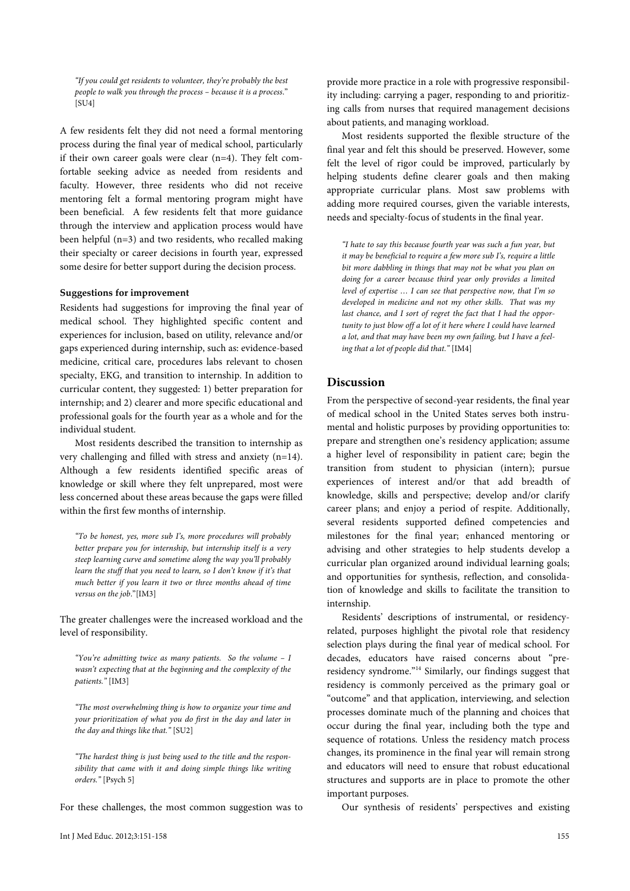*"If you could get residents to volunteer, they're probably the best people to walk you through the process – because it is a process."* [SU4]

A few residents felt they did not need a formal mentoring process during the final year of medical school, particularly if their own career goals were clear (n=4). They felt comfortable seeking advice as needed from residents and faculty. However, three residents who did not receive mentoring felt a formal mentoring program might have been beneficial. A few residents felt that more guidance through the interview and application process would have been helpful (n=3) and two residents, who recalled making their specialty or career decisions in fourth year, expressed some desire for better support during the decision process.

**Suggestions for improvement**

Residents had suggestions for improving the final year of medical school. They highlighted specific content and experiences for inclusion, based on utility, relevance and/or gaps experienced during internship, such as: evidence-based medicine, critical care, procedures labs relevant to chosen specialty, EKG, and transition to internship. In addition to curricular content, they suggested: 1) better preparation for internship; and 2) clearer and more specific educational and professional goals for the fourth year as a whole and for the individual student.

Most residents described the transition to internship as very challenging and filled with stress and anxiety (n=14). Although a few residents identified specific areas of knowledge or skill where they felt unprepared, most were less concerned about these areas because the gaps were filled within the first few months of internship.

*"To be honest, yes, more sub I's, more procedures will probably better prepare you for internship, but internship itself is a very steep learning curve and sometime along the way you'll probably learn the stuff that you need to learn, so I don't know if it's that much better if you learn it two or three months ahead of time versus on the job."* [IM3]

The greater challenges were the increased workload and the level of responsibility.

*"You're admitting twice as many patients. So the volume – I wasn't expecting that at the beginning and the complexity of the patients."* [IM3]

*"The most overwhelming thing is how to organize your time and your prioritization of what you do first in the day and later in the day and things like that."* [SU2]

*"The hardest thing is just being used to the title and the responsibility that came with it and doing simple things like writing orders."* [Psych 5]

For these challenges, the most common suggestion was to provide more practice in a role with progressive responsibility including: carrying a pager, responding to and prioritizing calls from nurses that required management decisions about patients, and managing workload.

Most residents supported the flexible structure of the final year and felt this should be preserved. However, some felt the level of rigor could be improved, particularly by helping students define clearer goals and then making appropriate curricular plans. Most saw problems with adding more required courses, given the variable interests, needs and specialty-focus of students in the final year.

*"I hate to say this because fourth year was such a fun year, but it may be beneficial to require a few more sub I's, require a little bit more dabbling in things that may not be what you plan on doing for a career because third year only provides a limited level of expertise … I can see that perspective now, that I'm so developed in medicine and not my other skills. That was my last chance, and I sort of regret the fact that I had the opportunity to just blow off a lot of it here where I could have learned a lot, and that may have been my own failing, but I have a feeling that a lot of people did that."* [IM4]

## Discussion

From the perspective of second-year residents, the final year of medical school in the United States serves both instrumental and holistic purposes by providing opportunities to: prepare and strengthen one's residency application; assume a higher level of responsibility in patient care; begin the transition from student to physician (intern); pursue experiences of interest and/or that add breadth of knowledge, skills and perspective; develop and/or clarify career plans; and enjoy a period of respite. Additionally, several residents supported defined competencies and milestones for the final year; enhanced mentoring or advising and other strategies to help students develop a curricular plan organized around individual learning goals; and opportunities for synthesis, reflection, and consolidation of knowledge and skills to facilitate the transition to internship.

Residents' descriptions of instrumental, or residency-related, purposes highlight the pivotal role that residency selection plays during the final year of medical school. For decades, educators have raised concerns about "pre-residency syndrome."[14] Similarly, our findings suggest that residency is commonly perceived as the primary goal or "outcome" and that application, interviewing, and selection processes dominate much of the planning and choices that occur during the final year, including both the type and sequence of rotations. Unless the residency match process changes, its prominence in the final year will remain strong and educators will need to ensure that robust educational structures and supports are in place to promote the other important purposes.

Our synthesis of residents' perspectives and existing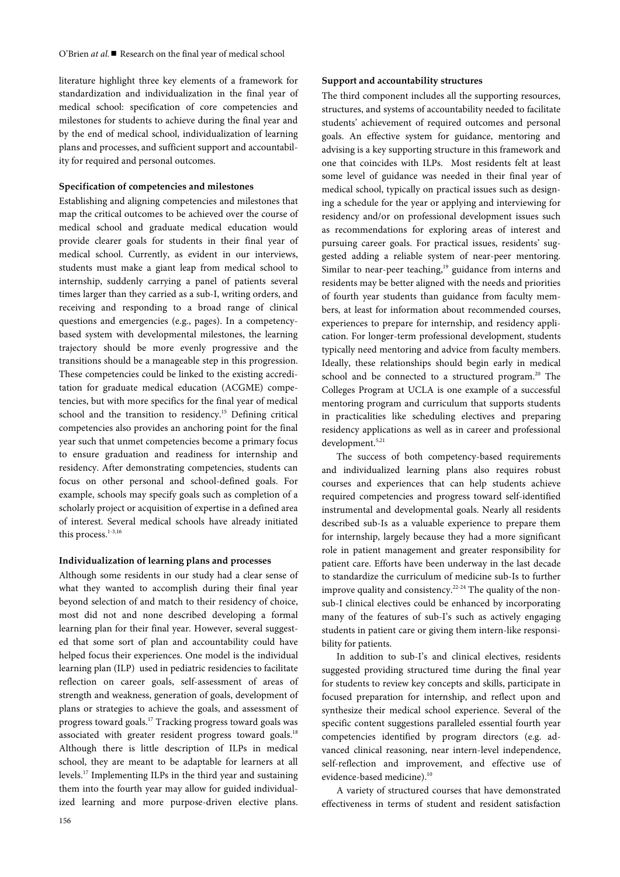literature highlight three key elements of a framework for standardization and individualization in the final year of medical school: specification of core competencies and milestones for students to achieve during the final year and by the end of medical school, individualization of learning plans and processes, and sufficient support and accountability for required and personal outcomes.

### Specification of competencies and milestones

Establishing and aligning competencies and milestones that map the critical outcomes to be achieved over the course of medical school and graduate medical education would provide clearer goals for students in their final year of medical school. Currently, as evident in our interviews, students must make a giant leap from medical school to internship, suddenly carrying a panel of patients several times larger than they carried as a sub-I, writing orders, and receiving and responding to a broad range of clinical questions and emergencies (e.g., pages). In a competency-based system with developmental milestones, the learning trajectory should be more evenly progressive and the transitions should be a manageable step in this progression. These competencies could be linked to the existing accreditation for graduate medical education (ACGME) competencies, but with more specifics for the final year of medical school and the transition to residency.[15] Defining critical competencies also provides an anchoring point for the final year such that unmet competencies become a primary focus to ensure graduation and readiness for internship and residency. After demonstrating competencies, students can focus on other personal and school-defined goals. For example, schools may specify goals such as completion of a scholarly project or acquisition of expertise in a defined area of interest. Several medical schools have already initiated this process.[1-3,16]

### Individualization of learning plans and processes

Although some residents in our study had a clear sense of what they wanted to accomplish during their final year beyond selection of and match to their residency of choice, most did not and none described developing a formal learning plan for their final year. However, several suggested that some sort of plan and accountability could have helped focus their experiences. One model is the individual learning plan (ILP) used in pediatric residencies to facilitate reflection on career goals, self-assessment of areas of strength and weakness, generation of goals, development of plans or strategies to achieve the goals, and assessment of progress toward goals.[17] Tracking progress toward goals was associated with greater resident progress toward goals.[18] Although there is little description of ILPs in medical school, they are meant to be adaptable for learners at all levels.[17] Implementing ILPs in the third year and sustaining them into the fourth year may allow for guided individualized learning and more purpose-driven elective plans.

### Support and accountability structures

The third component includes all the supporting resources, structures, and systems of accountability needed to facilitate students' achievement of required outcomes and personal goals. An effective system for guidance, mentoring and advising is a key supporting structure in this framework and one that coincides with ILPs. Most residents felt at least some level of guidance was needed in their final year of medical school, typically on practical issues such as designing a schedule for the year or applying and interviewing for residency and/or on professional development issues such as recommendations for exploring areas of interest and pursuing career goals. For practical issues, residents' suggested adding a reliable system of near-peer mentoring. Similar to near-peer teaching,[19] guidance from interns and residents may be better aligned with the needs and priorities of fourth year students than guidance from faculty members, at least for information about recommended courses, experiences to prepare for internship, and residency application. For longer-term professional development, students typically need mentoring and advice from faculty members. Ideally, these relationships should begin early in medical school and be connected to a structured program.[20] The Colleges Program at UCLA is one example of a successful mentoring program and curriculum that supports students in practicalities like scheduling electives and preparing residency applications as well as in career and professional development.[5,21]

The success of both competency-based requirements and individualized learning plans also requires robust courses and experiences that can help students achieve required competencies and progress toward self-identified instrumental and developmental goals. Nearly all residents described sub-Is as a valuable experience to prepare them for internship, largely because they had a more significant role in patient management and greater responsibility for patient care. Efforts have been underway in the last decade to standardize the curriculum of medicine sub-Is to further improve quality and consistency.[22-24] The quality of the non-sub-I clinical electives could be enhanced by incorporating many of the features of sub-I's such as actively engaging students in patient care or giving them intern-like responsibility for patients.

In addition to sub-I's and clinical electives, residents suggested providing structured time during the final year for students to review key concepts and skills, participate in focused preparation for internship, and reflect upon and synthesize their medical school experience. Several of the specific content suggestions paralleled essential fourth year competencies identified by program directors (e.g. advanced clinical reasoning, near intern-level independence, self-reflection and improvement, and effective use of evidence-based medicine).[10]

A variety of structured courses that have demonstrated effectiveness in terms of student and resident satisfaction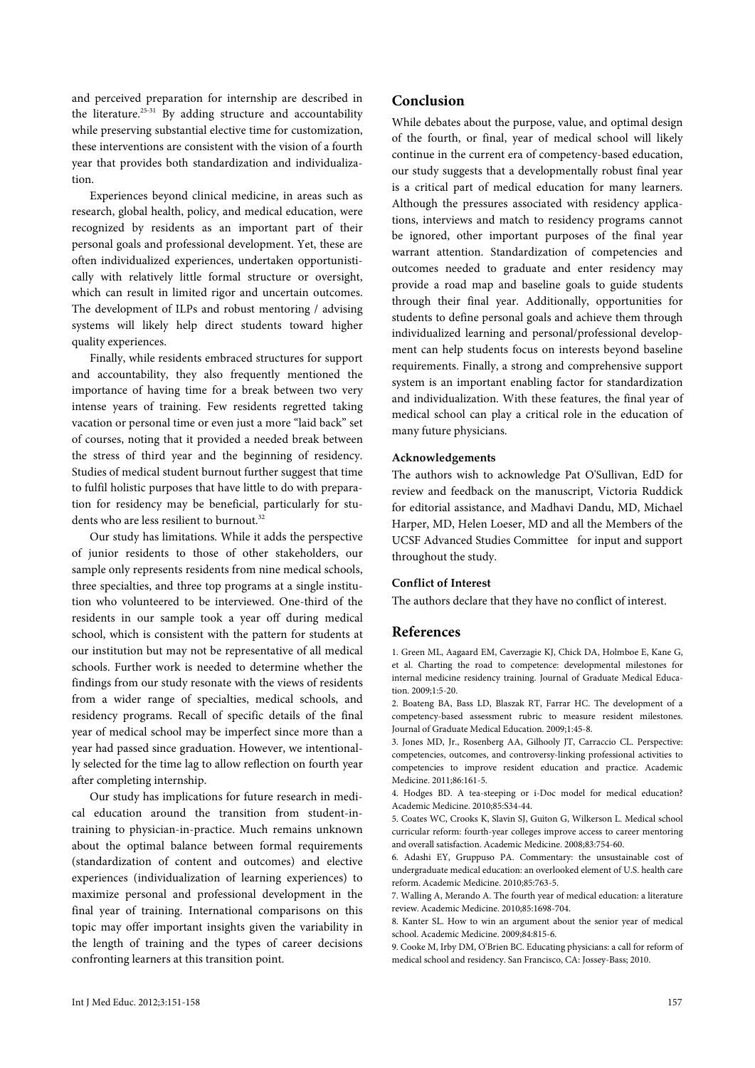and perceived preparation for internship are described in the literature.[25-31] By adding structure and accountability while preserving substantial elective time for customization, these interventions are consistent with the vision of a fourth year that provides both standardization and individualization.

Experiences beyond clinical medicine, in areas such as research, global health, policy, and medical education, were recognized by residents as an important part of their personal goals and professional development. Yet, these are often individualized experiences, undertaken opportunistically with relatively little formal structure or oversight, which can result in limited rigor and uncertain outcomes. The development of ILPs and robust mentoring / advising systems will likely help direct students toward higher quality experiences.

Finally, while residents embraced structures for support and accountability, they also frequently mentioned the importance of having time for a break between two very intense years of training. Few residents regretted taking vacation or personal time or even just a more "laid back" set of courses, noting that it provided a needed break between the stress of third year and the beginning of residency. Studies of medical student burnout further suggest that time to fulfil holistic purposes that have little to do with preparation for residency may be beneficial, particularly for students who are less resilient to burnout.[32]

Our study has limitations. While it adds the perspective of junior residents to those of other stakeholders, our sample only represents residents from nine medical schools, three specialties, and three top programs at a single institution who volunteered to be interviewed. One-third of the residents in our sample took a year off during medical school, which is consistent with the pattern for students at our institution but may not be representative of all medical schools. Further work is needed to determine whether the findings from our study resonate with the views of residents from a wider range of specialties, medical schools, and residency programs. Recall of specific details of the final year of medical school may be imperfect since more than a year had passed since graduation. However, we intentionally selected for the time lag to allow reflection on fourth year after completing internship.

Our study has implications for future research in medical education around the transition from student-in-training to physician-in-practice. Much remains unknown about the optimal balance between formal requirements (standardization of content and outcomes) and elective experiences (individualization of learning experiences) to maximize personal and professional development in the final year of training. International comparisons on this topic may offer important insights given the variability in the length of training and the types of career decisions confronting learners at this transition point.

## Conclusion

While debates about the purpose, value, and optimal design of the fourth, or final, year of medical school will likely continue in the current era of competency-based education, our study suggests that a developmentally robust final year is a critical part of medical education for many learners. Although the pressures associated with residency applications, interviews and match to residency programs cannot be ignored, other important purposes of the final year warrant attention. Standardization of competencies and outcomes needed to graduate and enter residency may provide a road map and baseline goals to guide students through their final year. Additionally, opportunities for students to define personal goals and achieve them through individualized learning and personal/professional development can help students focus on interests beyond baseline requirements. Finally, a strong and comprehensive support system is an important enabling factor for standardization and individualization. With these features, the final year of medical school can play a critical role in the education of many future physicians.

### Acknowledgements

The authors wish to acknowledge Pat O'Sullivan, EdD for review and feedback on the manuscript, Victoria Ruddick for editorial assistance, and Madhavi Dandu, MD, Michael Harper, MD, Helen Loeser, MD and all the Members of the UCSF Advanced Studies Committee for input and support throughout the study.

### Conflict of Interest

The authors declare that they have no conflict of interest.

## References

1. Green ML, Aagaard EM, Caverzagie KJ, Chick DA, Holmboe E, Kane G, et al. Charting the road to competence: developmental milestones for internal medicine residency training. Journal of Graduate Medical Education. 2009;1:5-20.
2. Boateng BA, Bass LD, Blaszak RT, Farrar HC. The development of a competency-based assessment rubric to measure resident milestones. Journal of Graduate Medical Education. 2009;1:45-8.
3. Jones MD, Jr., Rosenberg AA, Gilhooly JT, Carraccio CL. Perspective: competencies, outcomes, and controversy-linking professional activities to competencies to improve resident education and practice. Academic Medicine. 2011;86:161-5.
4. Hodges BD. A tea-steeping or i-Doc model for medical education? Academic Medicine. 2010;85:S34-44.
5. Coates WC, Crooks K, Slavin SJ, Guiton G, Wilkerson L. Medical school curricular reform: fourth-year colleges improve access to career mentoring and overall satisfaction. Academic Medicine. 2008;83:754-60.
6. Adashi EY, Gruppuso PA. Commentary: the unsustainable cost of undergraduate medical education: an overlooked element of U.S. health care reform. Academic Medicine. 2010;85:763-5.
7. Walling A, Merando A. The fourth year of medical education: a literature review. Academic Medicine. 2010;85:1698-704.
8. Kanter SL. How to win an argument about the senior year of medical school. Academic Medicine. 2009;84:815-6.
9. Cooke M, Irby DM, O'Brien BC. Educating physicians: a call for reform of medical school and residency. San Francisco, CA: Jossey-Bass; 2010.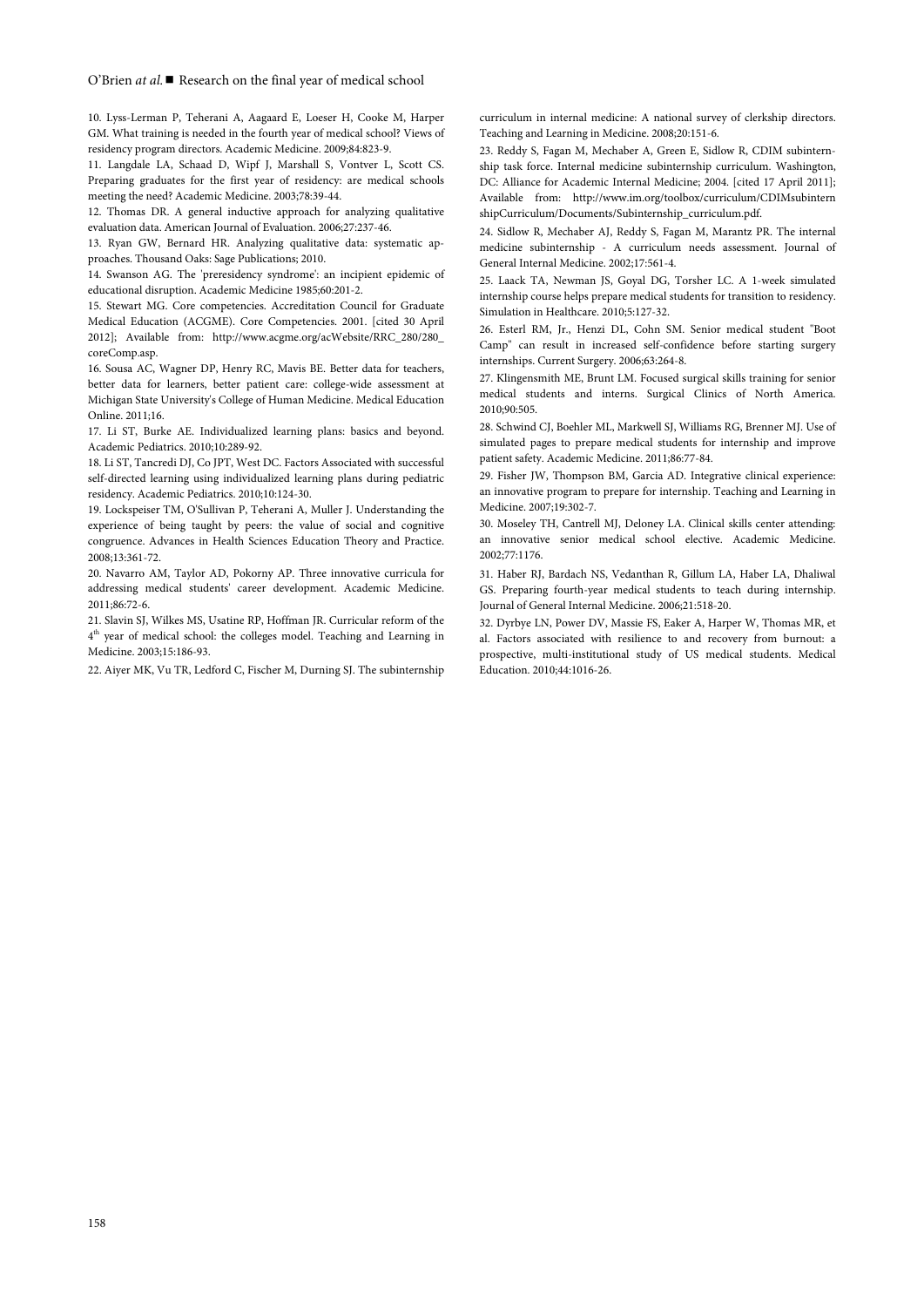10. Lyss-Lerman P, Teherani A, Aagaard E, Loeser H, Cooke M, Harper GM. What training is needed in the fourth year of medical school? Views of residency program directors. Academic Medicine. 2009;84:823-9.

11. Langdale LA, Schaad D, Wipf J, Marshall S, Vontver L, Scott CS. Preparing graduates for the first year of residency: are medical schools meeting the need? Academic Medicine. 2003;78:39-44.

12. Thomas DR. A general inductive approach for analyzing qualitative evaluation data. American Journal of Evaluation. 2006;27:237-46.

13. Ryan GW, Bernard HR. Analyzing qualitative data: systematic approaches. Thousand Oaks: Sage Publications; 2010.

14. Swanson AG. The 'preresidency syndrome': an incipient epidemic of educational disruption. Academic Medicine 1985;60:201-2.

15. Stewart MG. Core competencies. Accreditation Council for Graduate Medical Education (ACGME). Core Competencies. 2001. [cited 30 April 2012]; Available from: http://www.acgme.org/acWebsite/RRC_280/280_coreComp.asp.

16. Sousa AC, Wagner DP, Henry RC, Mavis BE. Better data for teachers, better data for learners, better patient care: college-wide assessment at Michigan State University's College of Human Medicine. Medical Education Online. 2011;16.

17. Li ST, Burke AE. Individualized learning plans: basics and beyond. Academic Pediatrics. 2010;10:289-92.

18. Li ST, Tancredi DJ, Co JPT, West DC. Factors Associated with successful self-directed learning using individualized learning plans during pediatric residency. Academic Pediatrics. 2010;10:124-30.

19. Lockspeiser TM, O'Sullivan P, Teherani A, Muller J. Understanding the experience of being taught by peers: the value of social and cognitive congruence. Advances in Health Sciences Education Theory and Practice. 2008;13:361-72.

20. Navarro AM, Taylor AD, Pokorny AP. Three innovative curricula for addressing medical students' career development. Academic Medicine. 2011;86:72-6.

21. Slavin SJ, Wilkes MS, Usatine RP, Hoffman JR. Curricular reform of the 4th year of medical school: the colleges model. Teaching and Learning in Medicine. 2003;15:186-93.

22. Aiyer MK, Vu TR, Ledford C, Fischer M, Durning SJ. The subinternship curriculum in internal medicine: A national survey of clerkship directors. Teaching and Learning in Medicine. 2008;20:151-6.

23. Reddy S, Fagan M, Mechaber A, Green E, Sidlow R, CDIM subinternship task force. Internal medicine subinternship curriculum. Washington, DC: Alliance for Academic Internal Medicine; 2004. [cited 17 April 2011]; Available from: http://www.im.org/toolbox/curriculum/CDIMsubinternshipCurriculum/Documents/Subinternship_curriculum.pdf.

24. Sidlow R, Mechaber AJ, Reddy S, Fagan M, Marantz PR. The internal medicine subinternship - A curriculum needs assessment. Journal of General Internal Medicine. 2002;17:561-4.

25. Laack TA, Newman JS, Goyal DG, Torsher LC. A 1-week simulated internship course helps prepare medical students for transition to residency. Simulation in Healthcare. 2010;5:127-32.

26. Esterl RM, Jr., Henzi DL, Cohn SM. Senior medical student "Boot Camp" can result in increased self-confidence before starting surgery internships. Current Surgery. 2006;63:264-8.

27. Klingensmith ME, Brunt LM. Focused surgical skills training for senior medical students and interns. Surgical Clinics of North America. 2010;90:505.

28. Schwind CJ, Boehler ML, Markwell SJ, Williams RG, Brenner MJ. Use of simulated pages to prepare medical students for internship and improve patient safety. Academic Medicine. 2011;86:77-84.

29. Fisher JW, Thompson BM, Garcia AD. Integrative clinical experience: an innovative program to prepare for internship. Teaching and Learning in Medicine. 2007;19:302-7.

30. Moseley TH, Cantrell MJ, Deloney LA. Clinical skills center attending: an innovative senior medical school elective. Academic Medicine. 2002;77:1176.

31. Haber RJ, Bardach NS, Vedanthan R, Gillum LA, Haber LA, Dhaliwal GS. Preparing fourth-year medical students to teach during internship. Journal of General Internal Medicine. 2006;21:518-20.

32. Dyrbye LN, Power DV, Massie FS, Eaker A, Harper W, Thomas MR, et al. Factors associated with resilience to and recovery from burnout: a prospective, multi-institutional study of US medical students. Medical Education. 2010;44:1016-26.